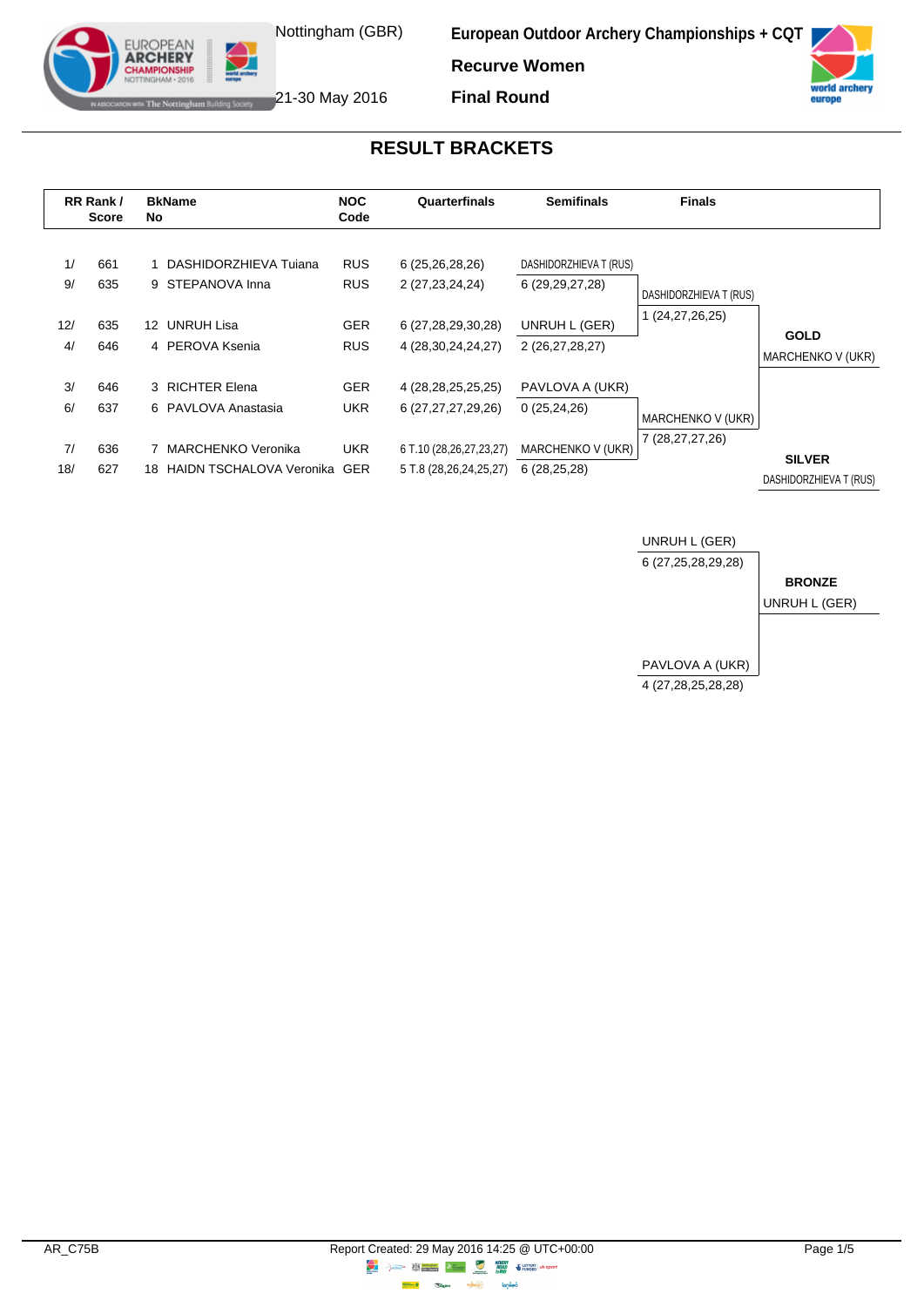Nottingham (GBR)

21-30 May 2016

**European Outdoor Archery Championships + CQT**

**Recurve Women**

**Final Round**

## RESULT BRACKETS

| RR Rank / Score | | BkName No | | NOC Code | Quarterfinals | Semifinals | Finals | |
|---|---|---|---|---|---|---|---|---|
| 1/ | 661 | 1 | DASHIDORZHIEVA Tuiana | RUS | 6 (25,26,28,26) | DASHIDORZHIEVA T (RUS) | | |
| 9/ | 635 | 9 | STEPANOVA Inna | RUS | 2 (27,23,24,24) | 6 (29,29,27,28) | DASHIDORZHIEVA T (RUS) | |
| 12/ | 635 | 12 | UNRUH Lisa | GER | 6 (27,28,29,30,28) | UNRUH L (GER) | 1 (24,27,26,25) | **GOLD** |
| 4/ | 646 | 4 | PEROVA Ksenia | RUS | 4 (28,30,24,24,27) | 2 (26,27,28,27) | | MARCHENKO V (UKR) |
| 3/ | 646 | 3 | RICHTER Elena | GER | 4 (28,28,25,25,25) | PAVLOVA A (UKR) | | |
| 6/ | 637 | 6 | PAVLOVA Anastasia | UKR | 6 (27,27,27,29,26) | 0 (25,24,26) | MARCHENKO V (UKR) | |
| 7/ | 636 | 7 | MARCHENKO Veronika | UKR | 6 T.10 (28,26,27,23,27) | MARCHENKO V (UKR) | 7 (28,27,27,26) | **SILVER** |
| 18/ | 627 | 18 | HAIDN TSCHALOVA Veronika | GER | 5 T.8 (28,26,24,25,27) | 6 (28,25,28) | | DASHIDORZHIEVA T (RUS) |

**Bronze match**

| Finals | |
|---|---|
| UNRUH L (GER) | |
| 6 (27,25,28,29,28) | **BRONZE** |
| | UNRUH L (GER) |
| PAVLOVA A (UKR) | |
| 4 (27,28,25,28,28) | |

AR_C75B

Report Created: 29 May 2016 14:25 @ UTC+00:00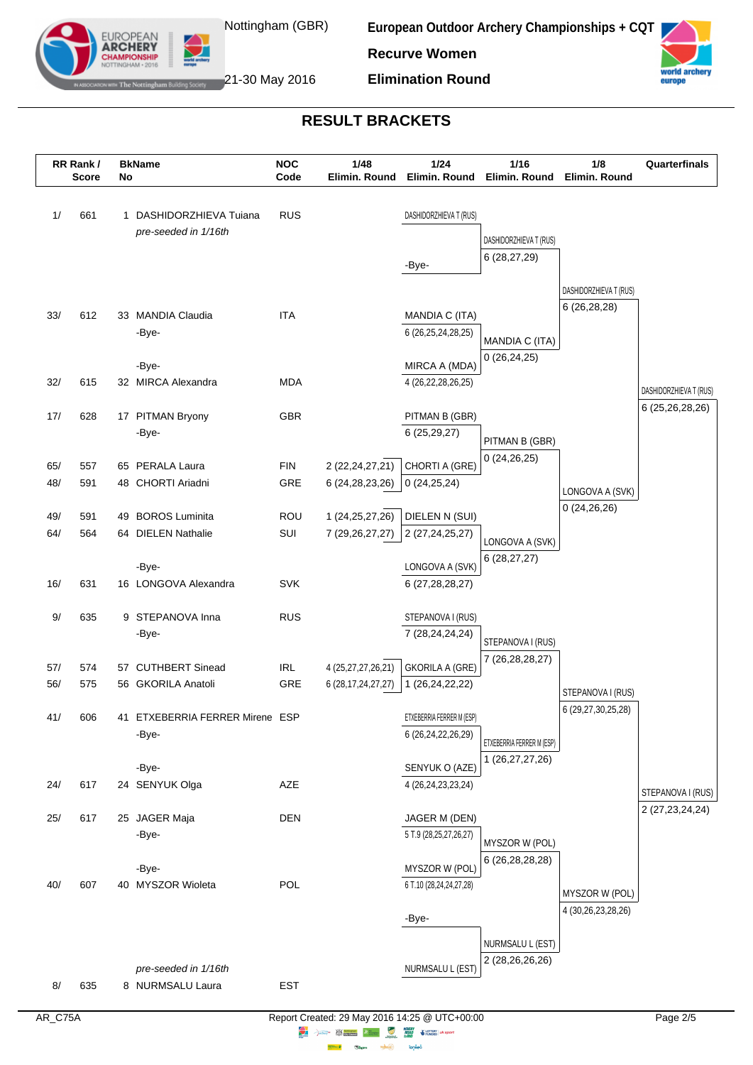# European Outdoor Archery Championships + CQT

Nottingham (GBR)

21-30 May 2016

**Recurve Women**

**Elimination Round**

## RESULT BRACKETS

| RR Rank / Score | BkName No | NOC Code | 1/48 Elimin. Round | 1/24 Elimin. Round | 1/16 Elimin. Round | 1/8 Elimin. Round | Quarterfinals |
|---|---|---|---|---|---|---|---|
| 1/ 661 | 1 DASHIDORZHIEVA Tuiana *pre-seeded in 1/16th* | RUS | | DASHIDORZHIEVA T (RUS) | DASHIDORZHIEVA T (RUS) 6 (28,27,29) | DASHIDORZHIEVA T (RUS) 6 (26,28,28) | DASHIDORZHIEVA T (RUS) 6 (25,26,28,26) |
| | | | | -Bye- | | | |
| 33/ 612 | 33 MANDIA Claudia -Bye- | ITA | | MANDIA C (ITA) 6 (26,25,24,28,25) | MANDIA C (ITA) 0 (26,24,25) | | |
| 32/ 615 | -Bye- 32 MIRCA Alexandra | MDA | | MIRCA A (MDA) 4 (26,22,28,26,25) | | | |
| 17/ 628 | 17 PITMAN Bryony -Bye- | GBR | | PITMAN B (GBR) 6 (25,29,27) | PITMAN B (GBR) 0 (24,26,25) | LONGOVA A (SVK) 0 (24,26,26) | |
| 65/ 557 | 65 PERALA Laura | FIN | 2 (22,24,27,21) | CHORTI A (GRE) 0 (24,25,24) | | | |
| 48/ 591 | 48 CHORTI Ariadni | GRE | 6 (24,28,23,26) | | | | |
| 49/ 591 | 49 BOROS Luminita | ROU | 1 (24,25,27,26) | DIELEN N (SUI) 2 (27,24,25,27) | LONGOVA A (SVK) 6 (28,27,27) | | |
| 64/ 564 | 64 DIELEN Nathalie | SUI | 7 (29,26,27,27) | | | | |
| 16/ 631 | -Bye- 16 LONGOVA Alexandra | SVK | | LONGOVA A (SVK) 6 (27,28,28,27) | | | |
| 9/ 635 | 9 STEPANOVA Inna -Bye- | RUS | | STEPANOVA I (RUS) 7 (28,24,24,24) | STEPANOVA I (RUS) 7 (26,28,28,27) | STEPANOVA I (RUS) 6 (29,27,30,25,28) | STEPANOVA I (RUS) 2 (27,23,24,24) |
| 57/ 574 | 57 CUTHBERT Sinead | IRL | 4 (25,27,27,26,21) | GKORILA A (GRE) 1 (26,24,22,22) | | | |
| 56/ 575 | 56 GKORILA Anatoli | GRE | 6 (28,17,24,27,27) | | | | |
| 41/ 606 | 41 ETXEBERRIA FERRER Mirene -Bye- | ESP | | ETXEBERRIA FERRER M (ESP) 6 (26,24,22,26,29) | ETXEBERRIA FERRER M (ESP) 1 (26,27,27,26) | | |
| 24/ 617 | -Bye- 24 SENYUK Olga | AZE | | SENYUK O (AZE) 4 (26,24,23,23,24) | | | |
| 25/ 617 | 25 JAGER Maja -Bye- | DEN | | JAGER M (DEN) 5 T.9 (28,25,27,26,27) | MYSZOR W (POL) 6 (26,28,28,28) | MYSZOR W (POL) 4 (30,26,23,28,26) | |
| 40/ 607 | -Bye- 40 MYSZOR Wioleta | POL | | MYSZOR W (POL) 6 T.10 (28,24,24,27,28) | | | |
| | | | | -Bye- | NURMSALU L (EST) 2 (28,26,26,26) | | |
| 8/ 635 | *pre-seeded in 1/16th* 8 NURMSALU Laura | EST | | NURMSALU L (EST) | | | |

AR_C75A

Report Created: 29 May 2016 14:25 @ UTC+00:00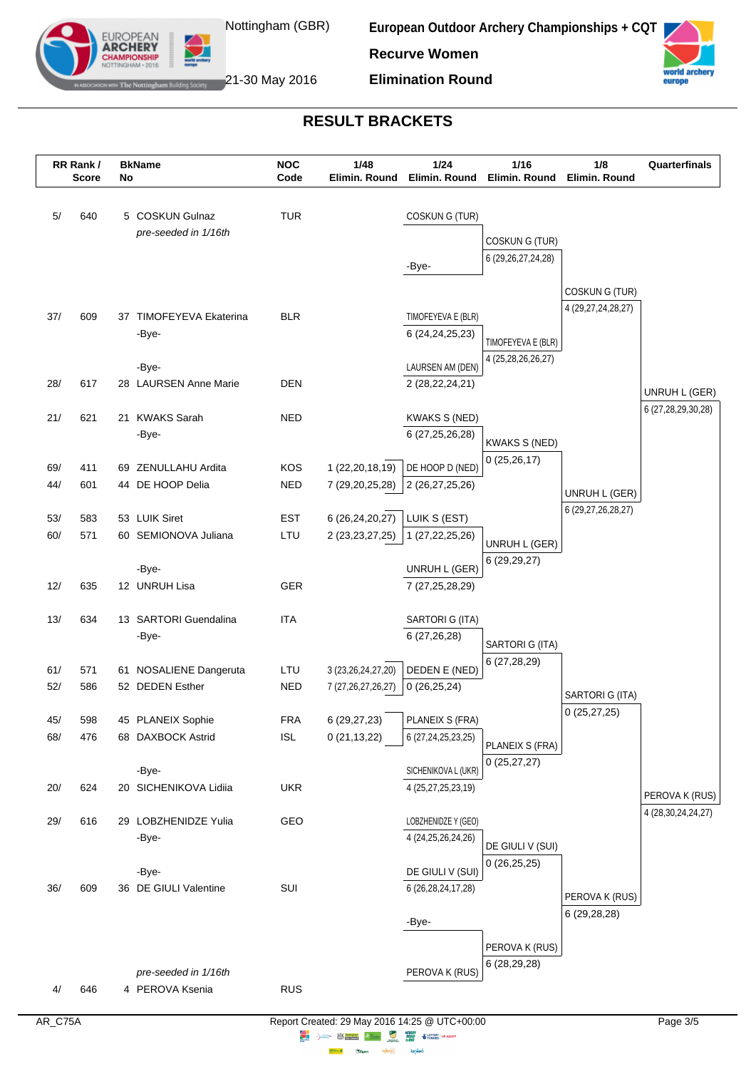# European Outdoor Archery Championships + CQT

Nottingham (GBR)
21-30 May 2016

**Recurve Women**

**Elimination Round**

## RESULT BRACKETS

| RR Rank / Score | | BkName No | | NOC Code | 1/48 Elimin. Round | 1/24 Elimin. Round | 1/16 Elimin. Round | 1/8 Elimin. Round | Quarterfinals |
|---|---|---|---|---|---|---|---|---|---|
| 5/ | 640 | 5 | COSKUN Gulnaz *pre-seeded in 1/16th* | TUR | | COSKUN G (TUR) / -Bye- | COSKUN G (TUR) 6 (29,26,27,24,28) | COSKUN G (TUR) 4 (29,27,24,28,27) | UNRUH L (GER) 6 (27,28,29,30,28) |
| 37/ | 609 | 37 | TIMOFEYEVA Ekaterina | BLR | | TIMOFEYEVA E (BLR) 6 (24,24,25,23) | TIMOFEYEVA E (BLR) 4 (25,28,26,26,27) | | |
| | | | -Bye- | | | | | | |
| | | | -Bye- | | | | | | |
| 28/ | 617 | 28 | LAURSEN Anne Marie | DEN | | LAURSEN AM (DEN) 2 (28,22,24,21) | | | |
| 21/ | 621 | 21 | KWAKS Sarah | NED | | KWAKS S (NED) 6 (27,25,26,28) | KWAKS S (NED) 0 (25,26,17) | UNRUH L (GER) 6 (29,27,26,28,27) | |
| | | | -Bye- | | | | | | |
| 69/ | 411 | 69 | ZENULLAHU Ardita | KOS | 1 (22,20,18,19) | DE HOOP D (NED) 2 (26,27,25,26) | | | |
| 44/ | 601 | 44 | DE HOOP Delia | NED | 7 (29,20,25,28) | | | | |
| 53/ | 583 | 53 | LUIK Siret | EST | 6 (26,24,20,27) | LUIK S (EST) 1 (27,22,25,26) | UNRUH L (GER) 6 (29,29,27) | | |
| 60/ | 571 | 60 | SEMIONOVA Juliana | LTU | 2 (23,23,27,25) | | | | |
| | | | -Bye- | | | | | | |
| 12/ | 635 | 12 | UNRUH Lisa | GER | | UNRUH L (GER) 7 (27,25,28,29) | | | |
| 13/ | 634 | 13 | SARTORI Guendalina | ITA | | SARTORI G (ITA) 6 (27,26,28) | SARTORI G (ITA) 6 (27,28,29) | SARTORI G (ITA) 0 (25,27,25) | PEROVA K (RUS) 4 (28,30,24,24,27) |
| | | | -Bye- | | | | | | |
| 61/ | 571 | 61 | NOSALIENE Dangeruta | LTU | 3 (23,26,24,27,20) | DEDEN E (NED) 0 (26,25,24) | | | |
| 52/ | 586 | 52 | DEDEN Esther | NED | 7 (27,26,27,26,27) | | | | |
| 45/ | 598 | 45 | PLANEIX Sophie | FRA | 6 (29,27,23) | PLANEIX S (FRA) 6 (27,24,25,23,25) | PLANEIX S (FRA) 0 (25,27,27) | | |
| 68/ | 476 | 68 | DAXBOCK Astrid | ISL | 0 (21,13,22) | | | | |
| | | | -Bye- | | | | | | |
| 20/ | 624 | 20 | SICHENIKOVA Lidiia | UKR | | SICHENIKOVA L (UKR) 4 (25,27,25,23,19) | | | |
| 29/ | 616 | 29 | LOBZHENIDZE Yulia | GEO | | LOBZHENIDZE Y (GEO) 4 (24,25,26,24,26) | DE GIULI V (SUI) 0 (26,25,25) | PEROVA K (RUS) 6 (29,28,28) | |
| | | | -Bye- | | | | | | |
| | | | -Bye- | | | | | | |
| 36/ | 609 | 36 | DE GIULI Valentine | SUI | | DE GIULI V (SUI) 6 (26,28,24,17,28) | | | |
| | | | | | | -Bye- | PEROVA K (RUS) 6 (28,29,28) | | |
| 4/ | 646 | 4 | PEROVA Ksenia *pre-seeded in 1/16th* | RUS | | PEROVA K (RUS) | | | |

AR_C75A

Report Created: 29 May 2016 14:25 @ UTC+00:00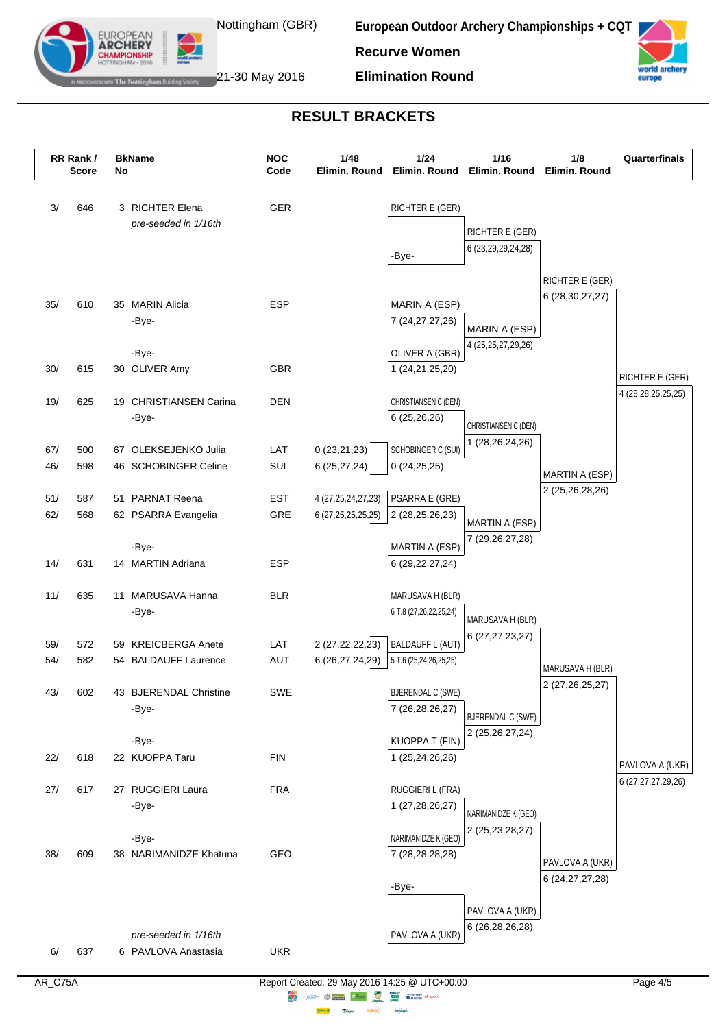# European Outdoor Archery Championships + CQT

Nottingham (GBR)

21-30 May 2016

**Recurve Women**

**Elimination Round**

## RESULT BRACKETS

| RR Rank / Score | BkName No | | NOC Code | 1/48 Elimin. Round | 1/24 Elimin. Round | 1/16 Elimin. Round | 1/8 Elimin. Round | Quarterfinals |
|---|---|---|---|---|---|---|---|---|
| 3/ 646 | 3 | RICHTER Elena *pre-seeded in 1/16th* | GER | | RICHTER E (GER) | RICHTER E (GER) 6 (23,29,29,24,28) | RICHTER E (GER) 6 (28,30,27,27) | RICHTER E (GER) 4 (28,28,25,25,25) |
| | | | | | -Bye- | | | |
| 35/ 610 | 35 | MARIN Alicia | ESP | | MARIN A (ESP) 7 (24,27,27,26) | MARIN A (ESP) 4 (25,25,27,29,26) | | |
| | | -Bye- | | | | | | |
| | | -Bye- | | | OLIVER A (GBR) 1 (24,21,25,20) | | | |
| 30/ 615 | 30 | OLIVER Amy | GBR | | | | | |
| 19/ 625 | 19 | CHRISTIANSEN Carina | DEN | | CHRISTIANSEN C (DEN) 6 (25,26,26) | CHRISTIANSEN C (DEN) 1 (28,26,24,26) | MARTIN A (ESP) 2 (25,26,28,26) | |
| | | -Bye- | | | | | | |
| 67/ 500 | 67 | OLEKSEJENKO Julia | LAT | 0 (23,21,23) | SCHOBINGER C (SUI) 0 (24,25,25) | | | |
| 46/ 598 | 46 | SCHOBINGER Celine | SUI | 6 (25,27,24) | | | | |
| 51/ 587 | 51 | PARNAT Reena | EST | 4 (27,25,24,27,23) | PSARRA E (GRE) 2 (28,25,26,23) | MARTIN A (ESP) 7 (29,26,27,28) | | |
| 62/ 568 | 62 | PSARRA Evangelia | GRE | 6 (27,25,25,25,25) | | | | |
| | | -Bye- | | | MARTIN A (ESP) 6 (29,22,27,24) | | | |
| 14/ 631 | 14 | MARTIN Adriana | ESP | | | | | |
| 11/ 635 | 11 | MARUSAVA Hanna | BLR | | MARUSAVA H (BLR) 6 T.8 (27,26,22,25,24) | MARUSAVA H (BLR) 6 (27,27,23,27) | MARUSAVA H (BLR) 2 (27,26,25,27) | PAVLOVA A (UKR) 6 (27,27,27,29,26) |
| | | -Bye- | | | | | | |
| 59/ 572 | 59 | KREICBERGA Anete | LAT | 2 (27,22,22,23) | BALDAUFF L (AUT) 5 T.6 (25,24,26,25,25) | | | |
| 54/ 582 | 54 | BALDAUFF Laurence | AUT | 6 (26,27,24,29) | | | | |
| 43/ 602 | 43 | BJERENDAL Christine | SWE | | BJERENDAL C (SWE) 7 (26,28,26,27) | BJERENDAL C (SWE) 2 (25,26,27,24) | | |
| | | -Bye- | | | | | | |
| | | -Bye- | | | KUOPPA T (FIN) 1 (25,24,26,26) | | | |
| 22/ 618 | 22 | KUOPPA Taru | FIN | | | | | |
| 27/ 617 | 27 | RUGGIERI Laura | FRA | | RUGGIERI L (FRA) 1 (27,28,26,27) | NARIMANIDZE K (GEO) 2 (25,23,28,27) | PAVLOVA A (UKR) 6 (24,27,27,28) | |
| | | -Bye- | | | | | | |
| | | -Bye- | | | NARIMANIDZE K (GEO) 7 (28,28,28,28) | | | |
| 38/ 609 | 38 | NARIMANIDZE Khatuna | GEO | | | | | |
| | | | | | -Bye- | PAVLOVA A (UKR) 6 (26,28,26,28) | | |
| 6/ 637 | 6 | PAVLOVA Anastasia *pre-seeded in 1/16th* | UKR | | PAVLOVA A (UKR) | | | |

AR_C75A

Report Created: 29 May 2016 14:25 @ UTC+00:00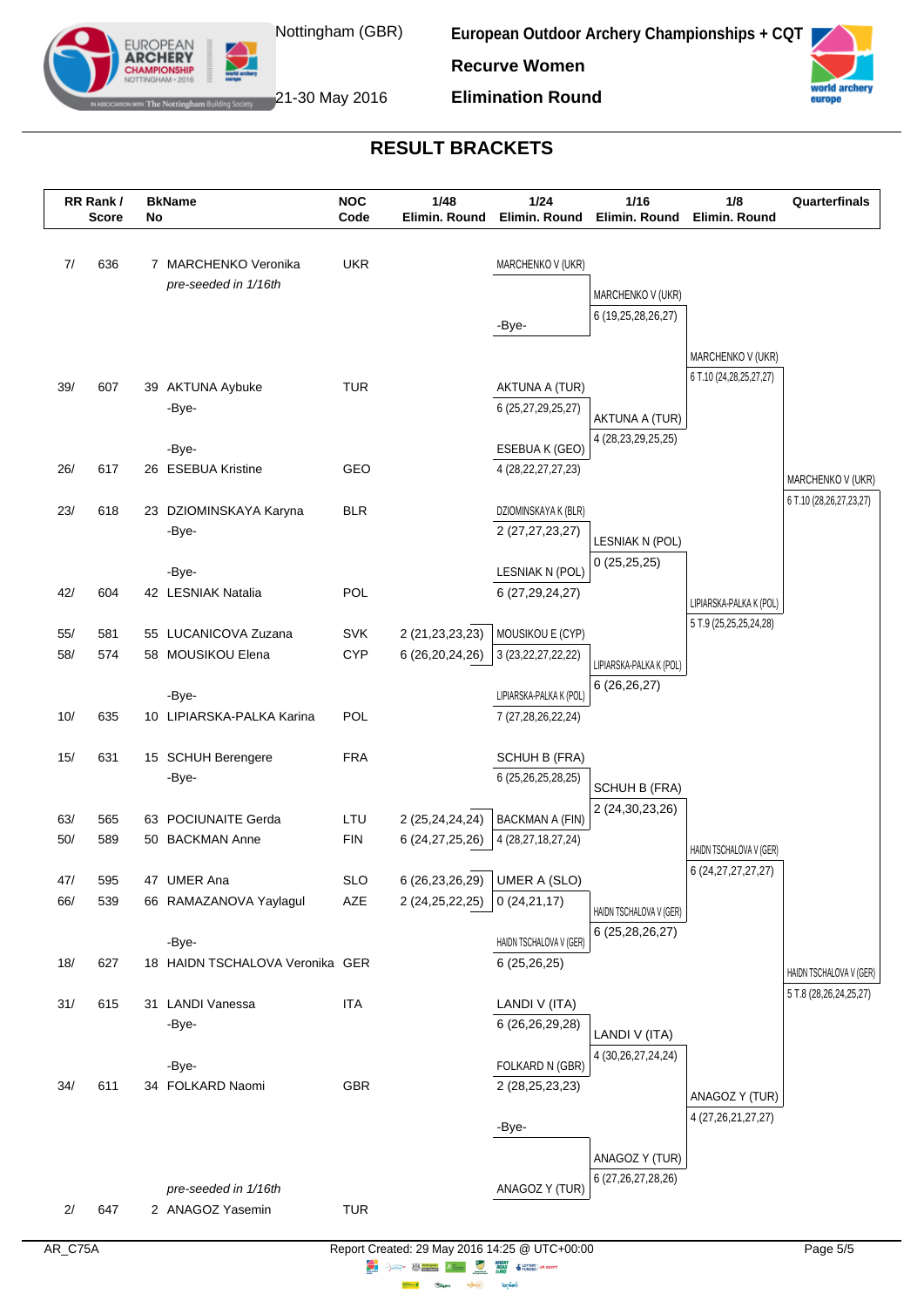Nottingham (GBR)

21-30 May 2016

**European Outdoor Archery Championships + CQT**

**Recurve Women**

**Elimination Round**

## RESULT BRACKETS

| RR Rank / | Score | BkName No | NOC Code | 1/48 Elimin. Round | 1/24 Elimin. Round | 1/16 Elimin. Round | 1/8 Elimin. Round | Quarterfinals |
|---|---|---|---|---|---|---|---|---|
| 7/ | 636 | 7 MARCHENKO Veronika | UKR | | MARCHENKO V (UKR) | MARCHENKO V (UKR) 6 (19,25,28,26,27) | MARCHENKO V (UKR) 6 T.10 (24,28,25,27,27) | MARCHENKO V (UKR) 6 T.10 (28,26,27,23,27) |
| | | *pre-seeded in 1/16th* | | | -Bye- | | | |
| 39/ | 607 | 39 AKTUNA Aybuke | TUR | | AKTUNA A (TUR) 6 (25,27,29,25,27) | AKTUNA A (TUR) 4 (28,23,29,25,25) | | |
| | | -Bye- | | | | | | |
| | | -Bye- | | | | | | |
| 26/ | 617 | 26 ESEBUA Kristine | GEO | | ESEBUA K (GEO) 4 (28,22,27,27,23) | | | |
| 23/ | 618 | 23 DZIOMINSKAYA Karyna | BLR | | DZIOMINSKAYA K (BLR) 2 (27,27,23,27) | LESNIAK N (POL) 0 (25,25,25) | LIPIARSKA-PALKA K (POL) 5 T.9 (25,25,25,24,28) | |
| | | -Bye- | | | | | | |
| | | -Bye- | | | | | | |
| 42/ | 604 | 42 LESNIAK Natalia | POL | | LESNIAK N (POL) 6 (27,29,24,27) | | | |
| 55/ | 581 | 55 LUCANICOVA Zuzana | SVK | 2 (21,23,23,23) | MOUSIKOU E (CYP) 3 (23,22,27,22,22) | LIPIARSKA-PALKA K (POL) 6 (26,26,27) | | |
| 58/ | 574 | 58 MOUSIKOU Elena | CYP | 6 (26,20,24,26) | | | | |
| | | -Bye- | | | | | | |
| 10/ | 635 | 10 LIPIARSKA-PALKA Karina | POL | | LIPIARSKA-PALKA K (POL) 7 (27,28,26,22,24) | | | |
| 15/ | 631 | 15 SCHUH Berengere | FRA | | SCHUH B (FRA) 6 (25,26,25,28,25) | SCHUH B (FRA) 2 (24,30,23,26) | HAIDN TSCHALOVA V (GER) 6 (24,27,27,27,27) | HAIDN TSCHALOVA V (GER) 5 T.8 (28,26,24,25,27) |
| | | -Bye- | | | | | | |
| 63/ | 565 | 63 POCIUNAITE Gerda | LTU | 2 (25,24,24,24) | BACKMAN A (FIN) 4 (28,27,18,27,24) | | | |
| 50/ | 589 | 50 BACKMAN Anne | FIN | 6 (24,27,25,26) | | | | |
| 47/ | 595 | 47 UMER Ana | SLO | 6 (26,23,26,29) | UMER A (SLO) 0 (24,21,17) | HAIDN TSCHALOVA V (GER) 6 (25,28,26,27) | | |
| 66/ | 539 | 66 RAMAZANOVA Yaylagul | AZE | 2 (24,25,22,25) | | | | |
| | | -Bye- | | | | | | |
| 18/ | 627 | 18 HAIDN TSCHALOVA Veronika | GER | | HAIDN TSCHALOVA V (GER) 6 (25,26,25) | | | |
| 31/ | 615 | 31 LANDI Vanessa | ITA | | LANDI V (ITA) 6 (26,26,29,28) | LANDI V (ITA) 4 (30,26,27,24,24) | ANAGOZ Y (TUR) 4 (27,26,21,27,27) | |
| | | -Bye- | | | | | | |
| | | -Bye- | | | | | | |
| 34/ | 611 | 34 FOLKARD Naomi | GBR | | FOLKARD N (GBR) 2 (28,25,23,23) | | | |
| | | | | | -Bye- | ANAGOZ Y (TUR) 6 (27,26,27,28,26) | | |
| | | *pre-seeded in 1/16th* | | | | | | |
| 2/ | 647 | 2 ANAGOZ Yasemin | TUR | | ANAGOZ Y (TUR) | | | |

AR_C75A

Report Created: 29 May 2016 14:25 @ UTC+00:00